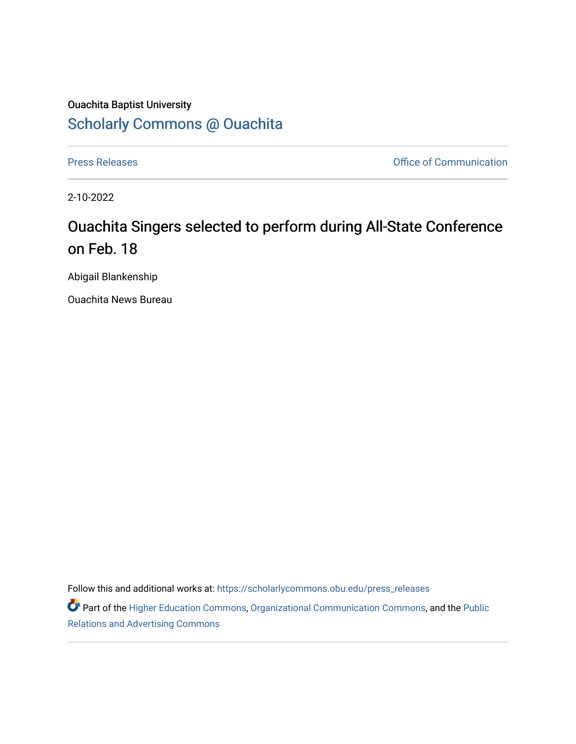Ouachita Baptist University

## Scholarly Commons @ Ouachita

Press Releases

Office of Communication

2-10-2022

# Ouachita Singers selected to perform during All-State Conference on Feb. 18

Abigail Blankenship

Ouachita News Bureau

Follow this and additional works at: https://scholarlycommons.obu.edu/press_releases

Part of the Higher Education Commons, Organizational Communication Commons, and the Public Relations and Advertising Commons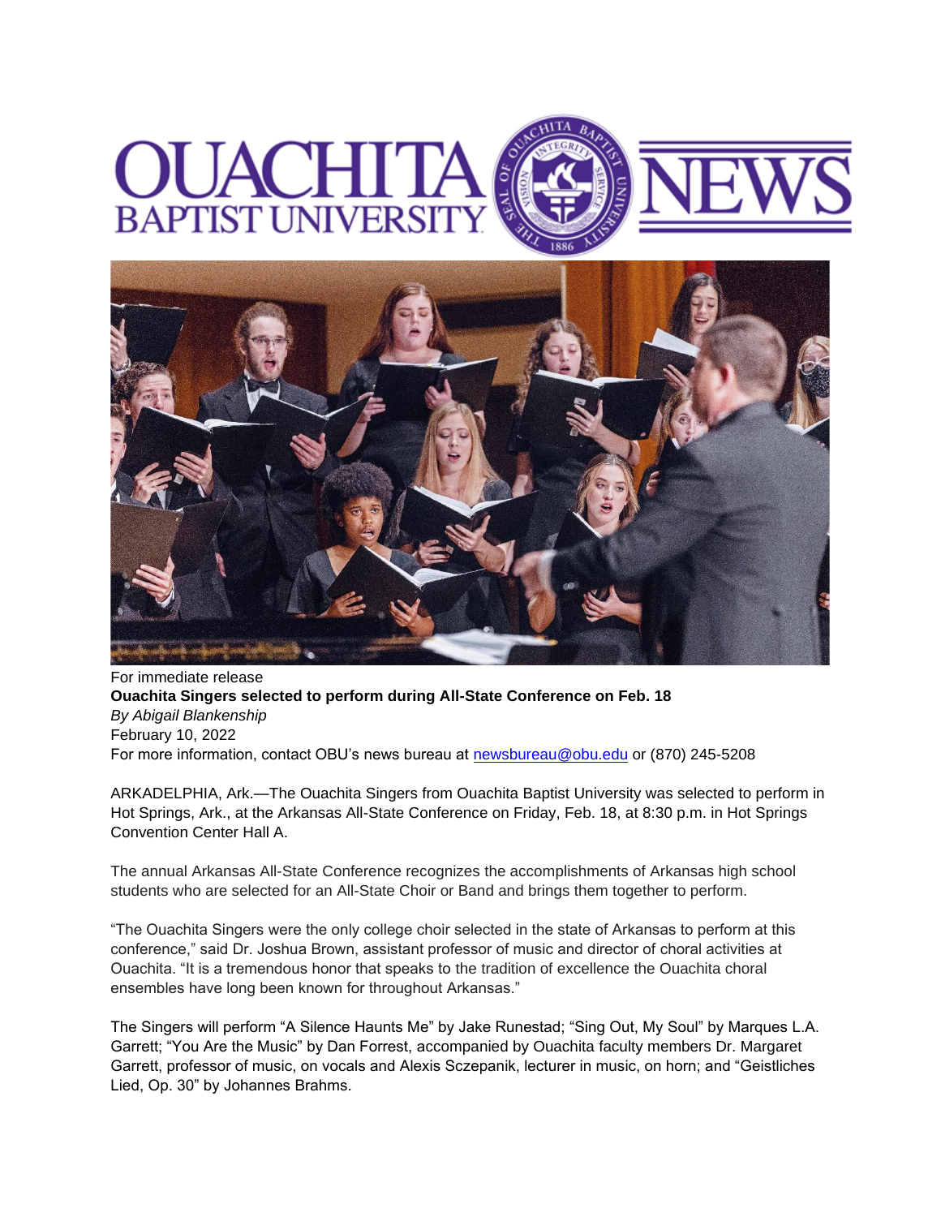For immediate release

**Ouachita Singers selected to perform during All-State Conference on Feb. 18**

*By Abigail Blankenship*

February 10, 2022

For more information, contact OBU's news bureau at newsbureau@obu.edu or (870) 245-5208

ARKADELPHIA, Ark.—The Ouachita Singers from Ouachita Baptist University was selected to perform in Hot Springs, Ark., at the Arkansas All-State Conference on Friday, Feb. 18, at 8:30 p.m. in Hot Springs Convention Center Hall A.

The annual Arkansas All-State Conference recognizes the accomplishments of Arkansas high school students who are selected for an All-State Choir or Band and brings them together to perform.

"The Ouachita Singers were the only college choir selected in the state of Arkansas to perform at this conference," said Dr. Joshua Brown, assistant professor of music and director of choral activities at Ouachita. "It is a tremendous honor that speaks to the tradition of excellence the Ouachita choral ensembles have long been known for throughout Arkansas."

The Singers will perform "A Silence Haunts Me" by Jake Runestad; "Sing Out, My Soul" by Marques L.A. Garrett; "You Are the Music" by Dan Forrest, accompanied by Ouachita faculty members Dr. Margaret Garrett, professor of music, on vocals and Alexis Sczepanik, lecturer in music, on horn; and "Geistliches Lied, Op. 30" by Johannes Brahms.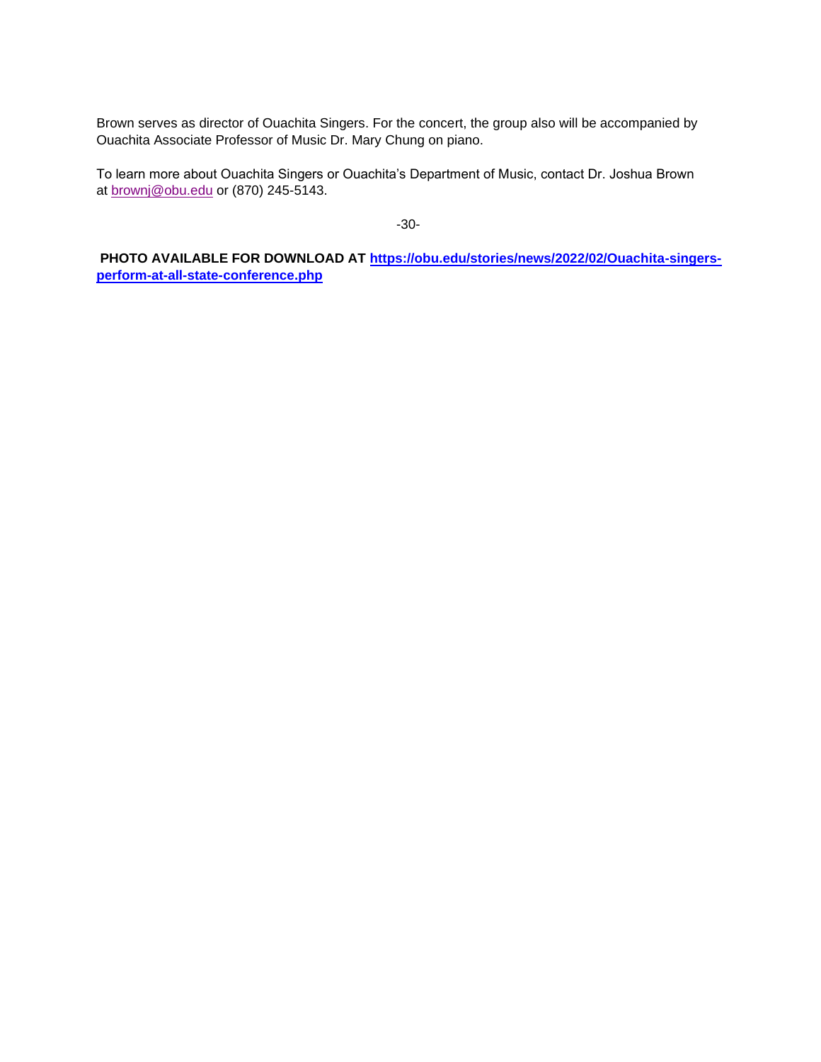Brown serves as director of Ouachita Singers. For the concert, the group also will be accompanied by Ouachita Associate Professor of Music Dr. Mary Chung on piano.

To learn more about Ouachita Singers or Ouachita's Department of Music, contact Dr. Joshua Brown at brownj@obu.edu or (870) 245-5143.

-30-

**PHOTO AVAILABLE FOR DOWNLOAD AT https://obu.edu/stories/news/2022/02/Ouachita-singers-perform-at-all-state-conference.php**